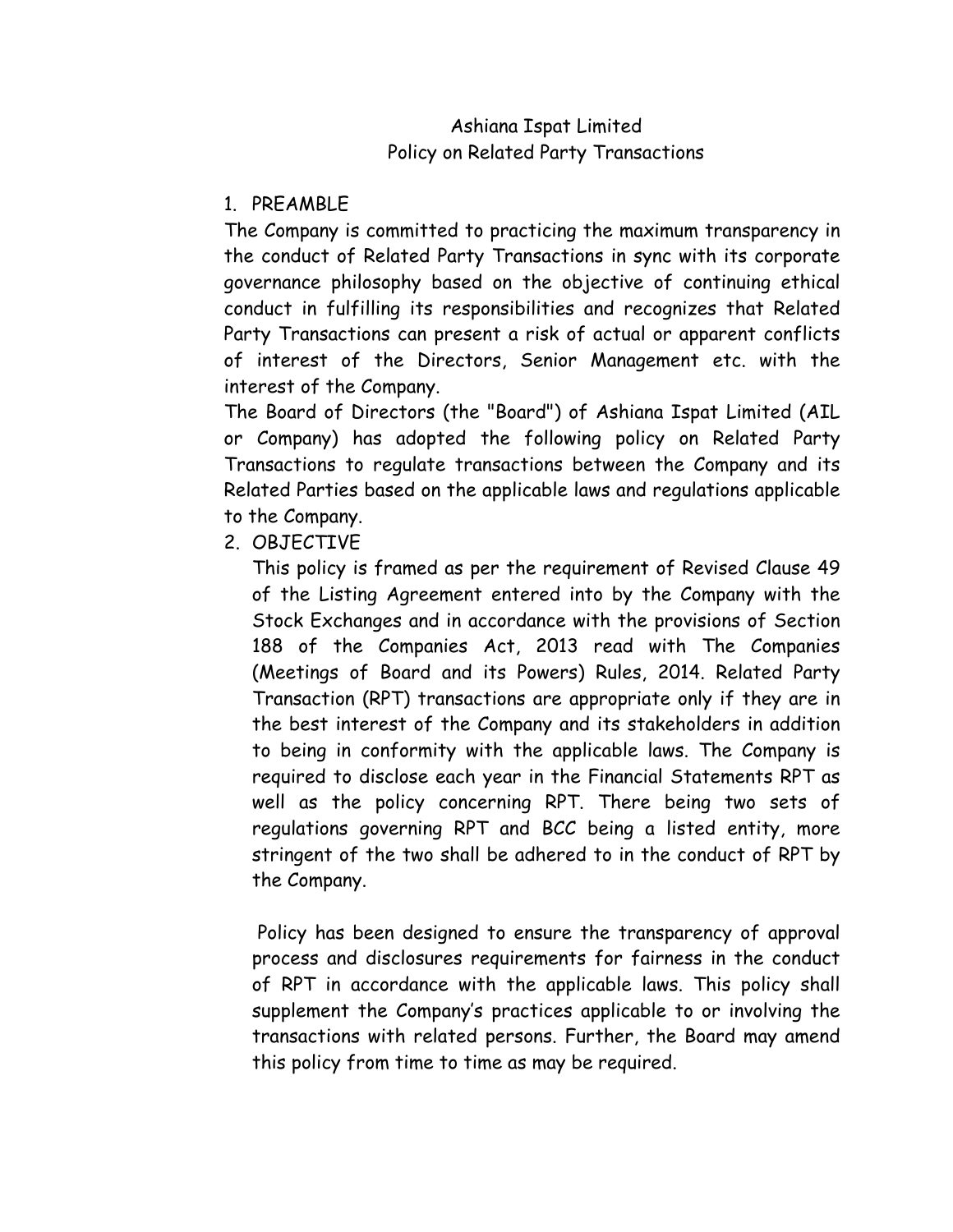# Ashiana Ispat Limited
# Policy on Related Party Transactions

## 1. PREAMBLE

The Company is committed to practicing the maximum transparency in the conduct of Related Party Transactions in sync with its corporate governance philosophy based on the objective of continuing ethical conduct in fulfilling its responsibilities and recognizes that Related Party Transactions can present a risk of actual or apparent conflicts of interest of the Directors, Senior Management etc. with the interest of the Company.

The Board of Directors (the "Board") of Ashiana Ispat Limited (AIL or Company) has adopted the following policy on Related Party Transactions to regulate transactions between the Company and its Related Parties based on the applicable laws and regulations applicable to the Company.

## 2. OBJECTIVE

This policy is framed as per the requirement of Revised Clause 49 of the Listing Agreement entered into by the Company with the Stock Exchanges and in accordance with the provisions of Section 188 of the Companies Act, 2013 read with The Companies (Meetings of Board and its Powers) Rules, 2014. Related Party Transaction (RPT) transactions are appropriate only if they are in the best interest of the Company and its stakeholders in addition to being in conformity with the applicable laws. The Company is required to disclose each year in the Financial Statements RPT as well as the policy concerning RPT. There being two sets of regulations governing RPT and BCC being a listed entity, more stringent of the two shall be adhered to in the conduct of RPT by the Company.

Policy has been designed to ensure the transparency of approval process and disclosures requirements for fairness in the conduct of RPT in accordance with the applicable laws. This policy shall supplement the Company's practices applicable to or involving the transactions with related persons. Further, the Board may amend this policy from time to time as may be required.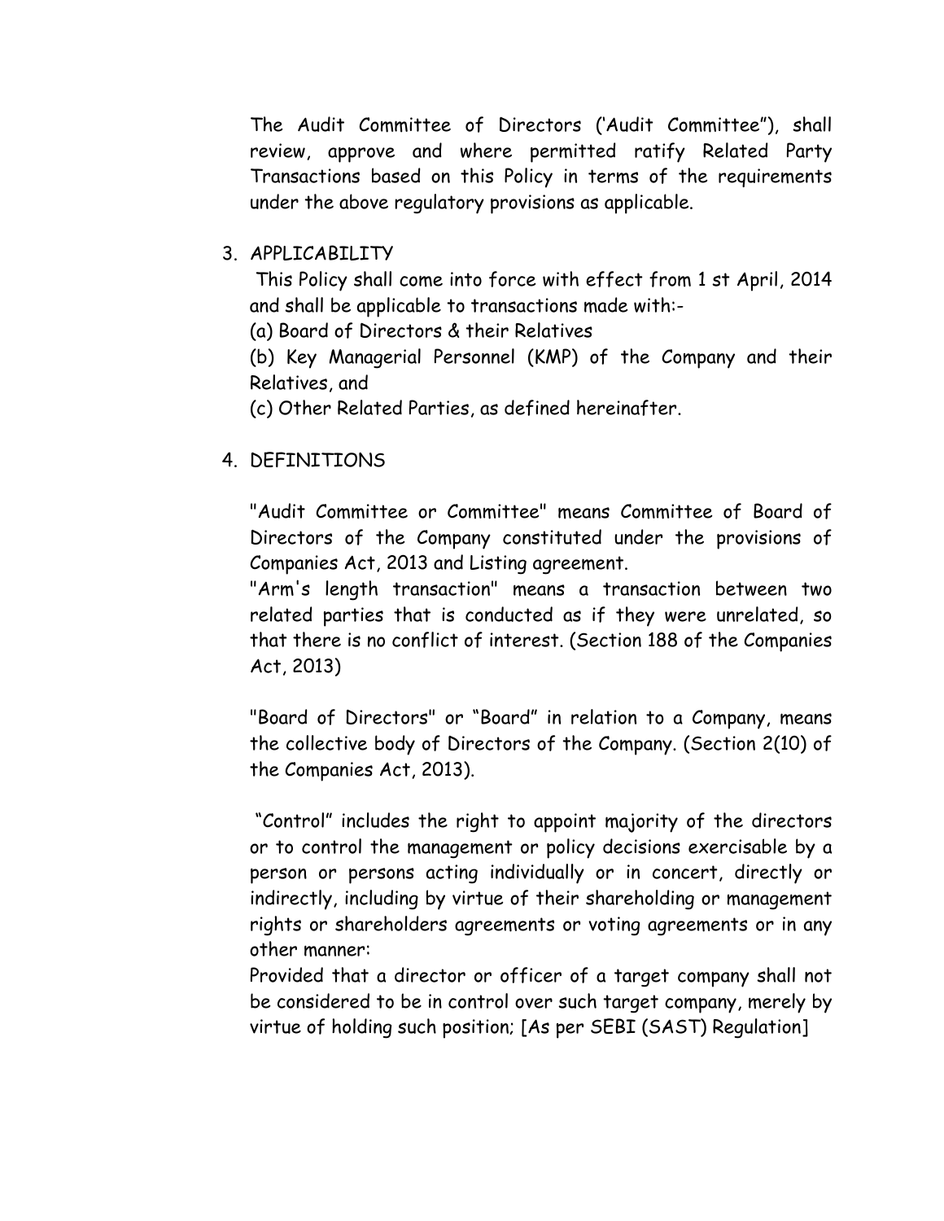The Audit Committee of Directors ('Audit Committee"), shall review, approve and where permitted ratify Related Party Transactions based on this Policy in terms of the requirements under the above regulatory provisions as applicable.

3. APPLICABILITY

This Policy shall come into force with effect from 1 st April, 2014 and shall be applicable to transactions made with:-

(a) Board of Directors & their Relatives

(b) Key Managerial Personnel (KMP) of the Company and their Relatives, and

(c) Other Related Parties, as defined hereinafter.

4. DEFINITIONS

"Audit Committee or Committee" means Committee of Board of Directors of the Company constituted under the provisions of Companies Act, 2013 and Listing agreement.

"Arm's length transaction" means a transaction between two related parties that is conducted as if they were unrelated, so that there is no conflict of interest. (Section 188 of the Companies Act, 2013)

"Board of Directors" or "Board" in relation to a Company, means the collective body of Directors of the Company. (Section 2(10) of the Companies Act, 2013).

"Control" includes the right to appoint majority of the directors or to control the management or policy decisions exercisable by a person or persons acting individually or in concert, directly or indirectly, including by virtue of their shareholding or management rights or shareholders agreements or voting agreements or in any other manner:

Provided that a director or officer of a target company shall not be considered to be in control over such target company, merely by virtue of holding such position; [As per SEBI (SAST) Regulation]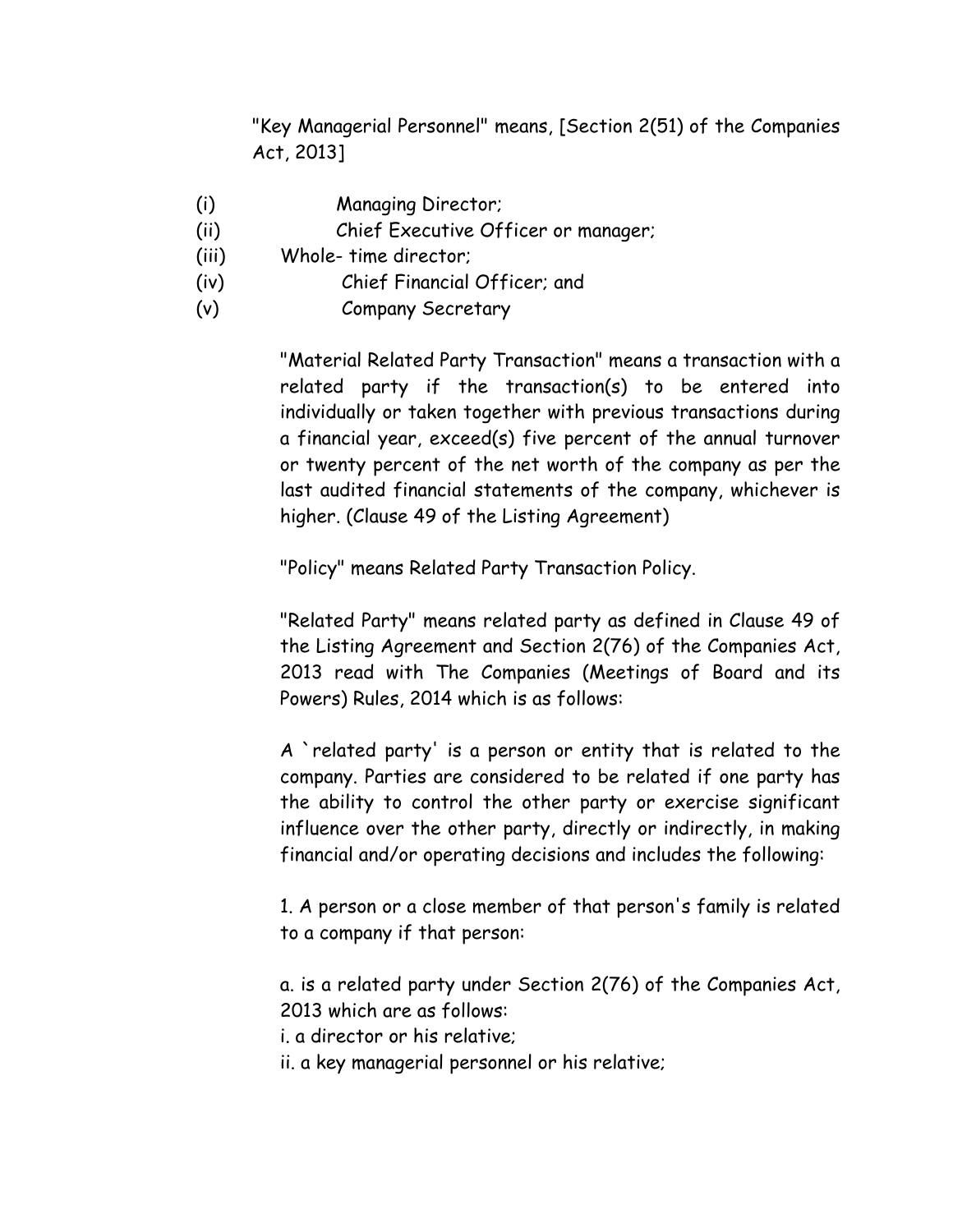"Key Managerial Personnel" means, [Section 2(51) of the Companies Act, 2013]

(i) Managing Director;
(ii) Chief Executive Officer or manager;
(iii) Whole- time director;
(iv) Chief Financial Officer; and
(v) Company Secretary

"Material Related Party Transaction" means a transaction with a related party if the transaction(s) to be entered into individually or taken together with previous transactions during a financial year, exceed(s) five percent of the annual turnover or twenty percent of the net worth of the company as per the last audited financial statements of the company, whichever is higher. (Clause 49 of the Listing Agreement)

"Policy" means Related Party Transaction Policy.

"Related Party" means related party as defined in Clause 49 of the Listing Agreement and Section 2(76) of the Companies Act, 2013 read with The Companies (Meetings of Board and its Powers) Rules, 2014 which is as follows:

A `related party' is a person or entity that is related to the company. Parties are considered to be related if one party has the ability to control the other party or exercise significant influence over the other party, directly or indirectly, in making financial and/or operating decisions and includes the following:

1. A person or a close member of that person's family is related to a company if that person:

a. is a related party under Section 2(76) of the Companies Act, 2013 which are as follows:
i. a director or his relative;
ii. a key managerial personnel or his relative;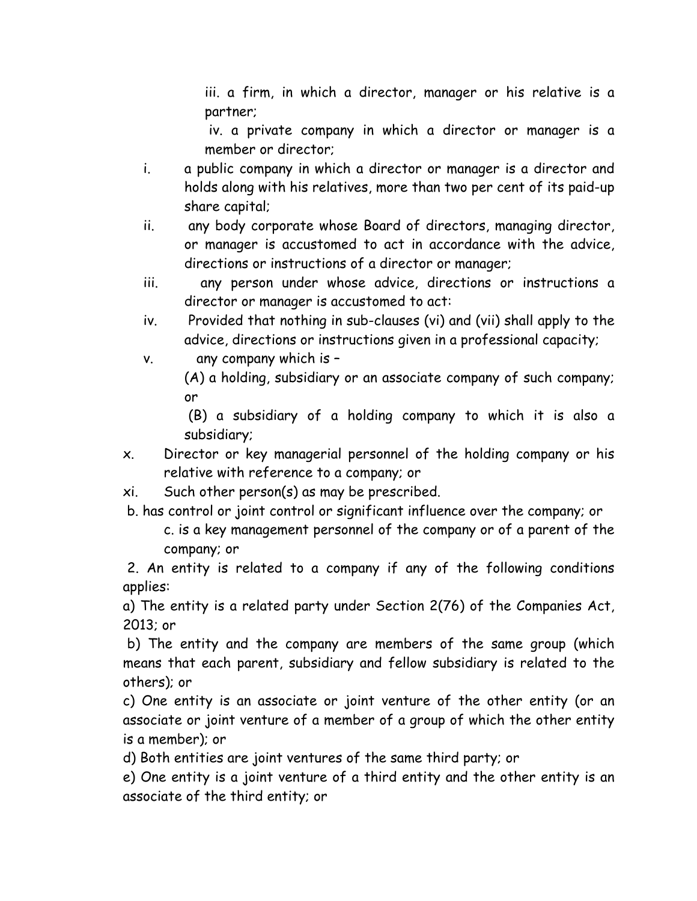iii. a firm, in which a director, manager or his relative is a partner;

iv. a private company in which a director or manager is a member or director;

i. a public company in which a director or manager is a director and holds along with his relatives, more than two per cent of its paid-up share capital;

ii. any body corporate whose Board of directors, managing director, or manager is accustomed to act in accordance with the advice, directions or instructions of a director or manager;

iii. any person under whose advice, directions or instructions a director or manager is accustomed to act:

iv. Provided that nothing in sub-clauses (vi) and (vii) shall apply to the advice, directions or instructions given in a professional capacity;

v. any company which is –

(A) a holding, subsidiary or an associate company of such company; or

(B) a subsidiary of a holding company to which it is also a subsidiary;

x. Director or key managerial personnel of the holding company or his relative with reference to a company; or

xi. Such other person(s) as may be prescribed.

b. has control or joint control or significant influence over the company; or

c. is a key management personnel of the company or of a parent of the company; or

2. An entity is related to a company if any of the following conditions applies:

a) The entity is a related party under Section 2(76) of the Companies Act, 2013; or

b) The entity and the company are members of the same group (which means that each parent, subsidiary and fellow subsidiary is related to the others); or

c) One entity is an associate or joint venture of the other entity (or an associate or joint venture of a member of a group of which the other entity is a member); or

d) Both entities are joint ventures of the same third party; or

e) One entity is a joint venture of a third entity and the other entity is an associate of the third entity; or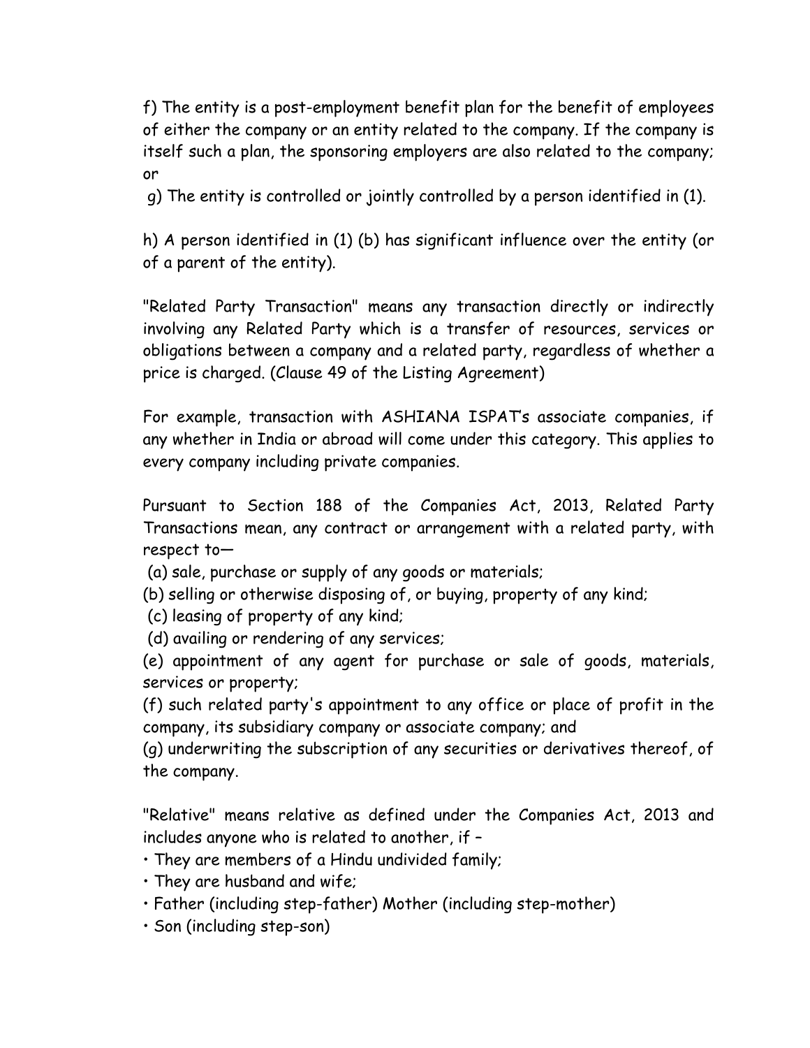f) The entity is a post-employment benefit plan for the benefit of employees of either the company or an entity related to the company. If the company is itself such a plan, the sponsoring employers are also related to the company; or

g) The entity is controlled or jointly controlled by a person identified in (1).

h) A person identified in (1) (b) has significant influence over the entity (or of a parent of the entity).

"Related Party Transaction" means any transaction directly or indirectly involving any Related Party which is a transfer of resources, services or obligations between a company and a related party, regardless of whether a price is charged. (Clause 49 of the Listing Agreement)

For example, transaction with ASHIANA ISPAT's associate companies, if any whether in India or abroad will come under this category. This applies to every company including private companies.

Pursuant to Section 188 of the Companies Act, 2013, Related Party Transactions mean, any contract or arrangement with a related party, with respect to—

(a) sale, purchase or supply of any goods or materials;
(b) selling or otherwise disposing of, or buying, property of any kind;
(c) leasing of property of any kind;
(d) availing or rendering of any services;
(e) appointment of any agent for purchase or sale of goods, materials, services or property;
(f) such related party's appointment to any office or place of profit in the company, its subsidiary company or associate company; and
(g) underwriting the subscription of any securities or derivatives thereof, of the company.

"Relative" means relative as defined under the Companies Act, 2013 and includes anyone who is related to another, if –

- They are members of a Hindu undivided family;
- They are husband and wife;
- Father (including step-father) Mother (including step-mother)
- Son (including step-son)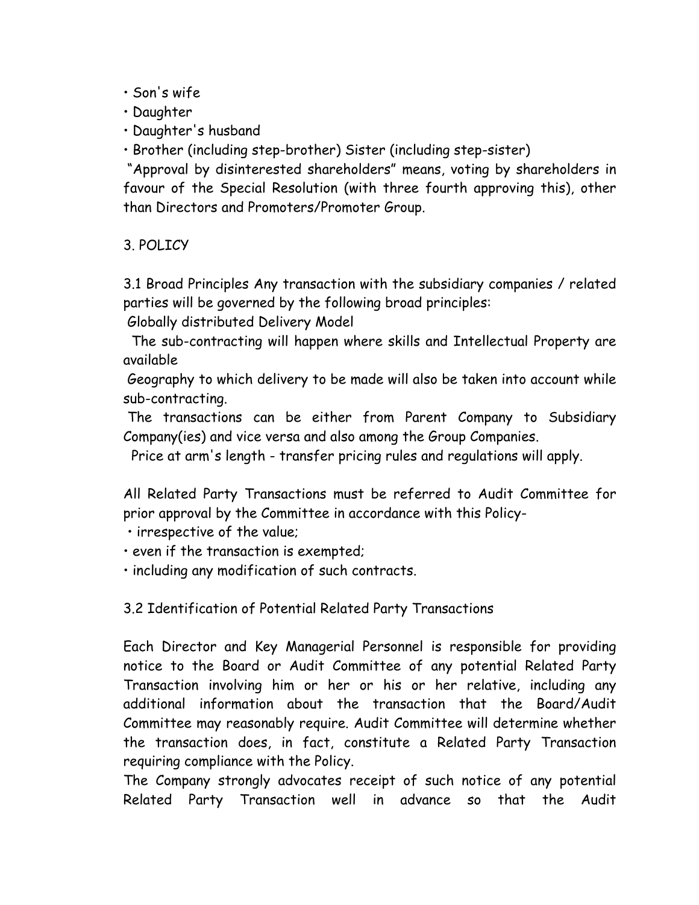- Son's wife
- Daughter
- Daughter's husband
- Brother (including step-brother) Sister (including step-sister)

"Approval by disinterested shareholders" means, voting by shareholders in favour of the Special Resolution (with three fourth approving this), other than Directors and Promoters/Promoter Group.

## 3. POLICY

3.1 Broad Principles Any transaction with the subsidiary companies / related parties will be governed by the following broad principles:

Globally distributed Delivery Model

The sub-contracting will happen where skills and Intellectual Property are available

Geography to which delivery to be made will also be taken into account while sub-contracting.

The transactions can be either from Parent Company to Subsidiary Company(ies) and vice versa and also among the Group Companies.

Price at arm's length - transfer pricing rules and regulations will apply.

All Related Party Transactions must be referred to Audit Committee for prior approval by the Committee in accordance with this Policy-

- irrespective of the value;
- even if the transaction is exempted;
- including any modification of such contracts.

### 3.2 Identification of Potential Related Party Transactions

Each Director and Key Managerial Personnel is responsible for providing notice to the Board or Audit Committee of any potential Related Party Transaction involving him or her or his or her relative, including any additional information about the transaction that the Board/Audit Committee may reasonably require. Audit Committee will determine whether the transaction does, in fact, constitute a Related Party Transaction requiring compliance with the Policy.

The Company strongly advocates receipt of such notice of any potential Related Party Transaction well in advance so that the Audit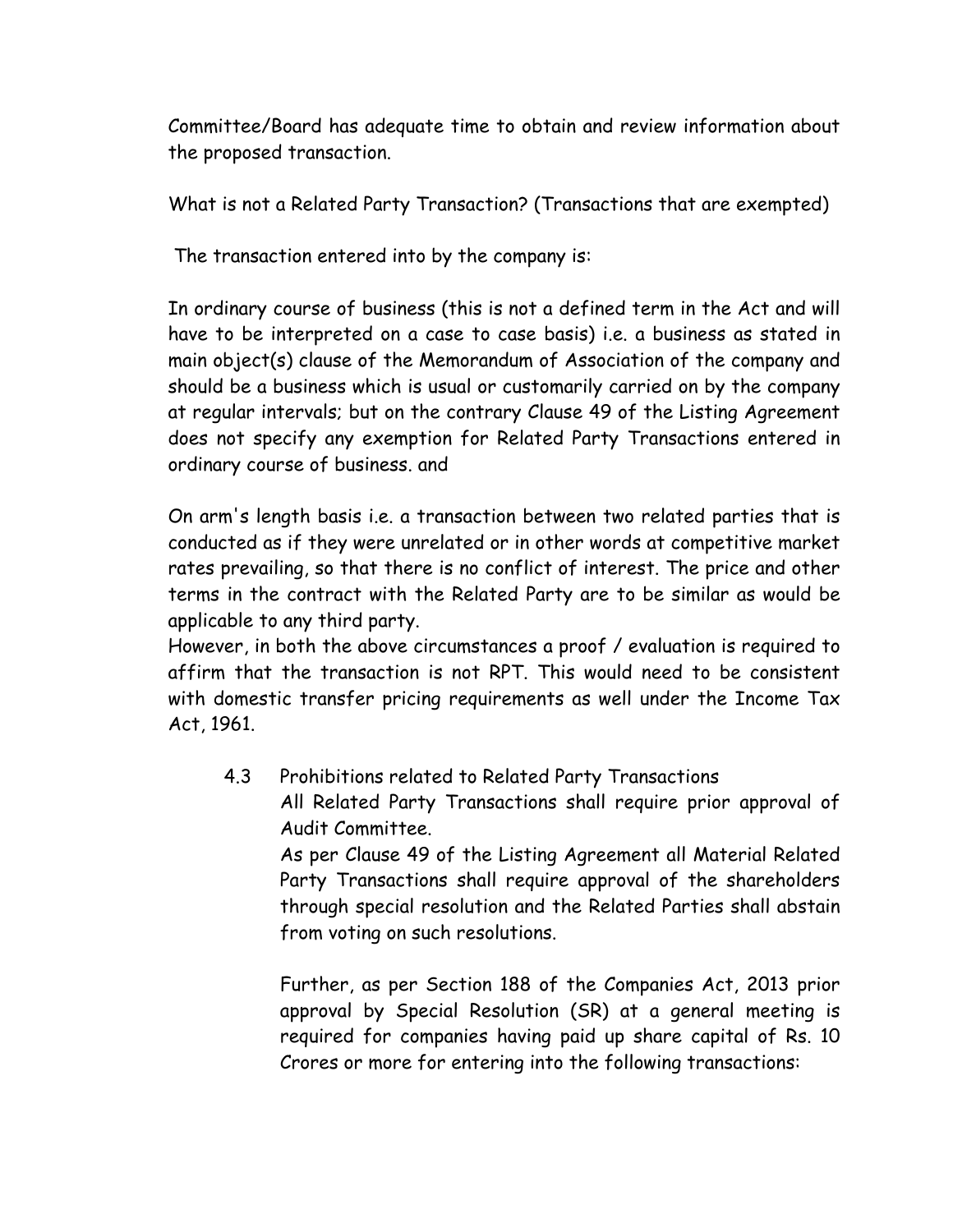Committee/Board has adequate time to obtain and review information about the proposed transaction.

What is not a Related Party Transaction? (Transactions that are exempted)

The transaction entered into by the company is:

In ordinary course of business (this is not a defined term in the Act and will have to be interpreted on a case to case basis) i.e. a business as stated in main object(s) clause of the Memorandum of Association of the company and should be a business which is usual or customarily carried on by the company at regular intervals; but on the contrary Clause 49 of the Listing Agreement does not specify any exemption for Related Party Transactions entered in ordinary course of business. and

On arm's length basis i.e. a transaction between two related parties that is conducted as if they were unrelated or in other words at competitive market rates prevailing, so that there is no conflict of interest. The price and other terms in the contract with the Related Party are to be similar as would be applicable to any third party.

However, in both the above circumstances a proof / evaluation is required to affirm that the transaction is not RPT. This would need to be consistent with domestic transfer pricing requirements as well under the Income Tax Act, 1961.

### 4.3 Prohibitions related to Related Party Transactions

All Related Party Transactions shall require prior approval of Audit Committee.

As per Clause 49 of the Listing Agreement all Material Related Party Transactions shall require approval of the shareholders through special resolution and the Related Parties shall abstain from voting on such resolutions.

Further, as per Section 188 of the Companies Act, 2013 prior approval by Special Resolution (SR) at a general meeting is required for companies having paid up share capital of Rs. 10 Crores or more for entering into the following transactions: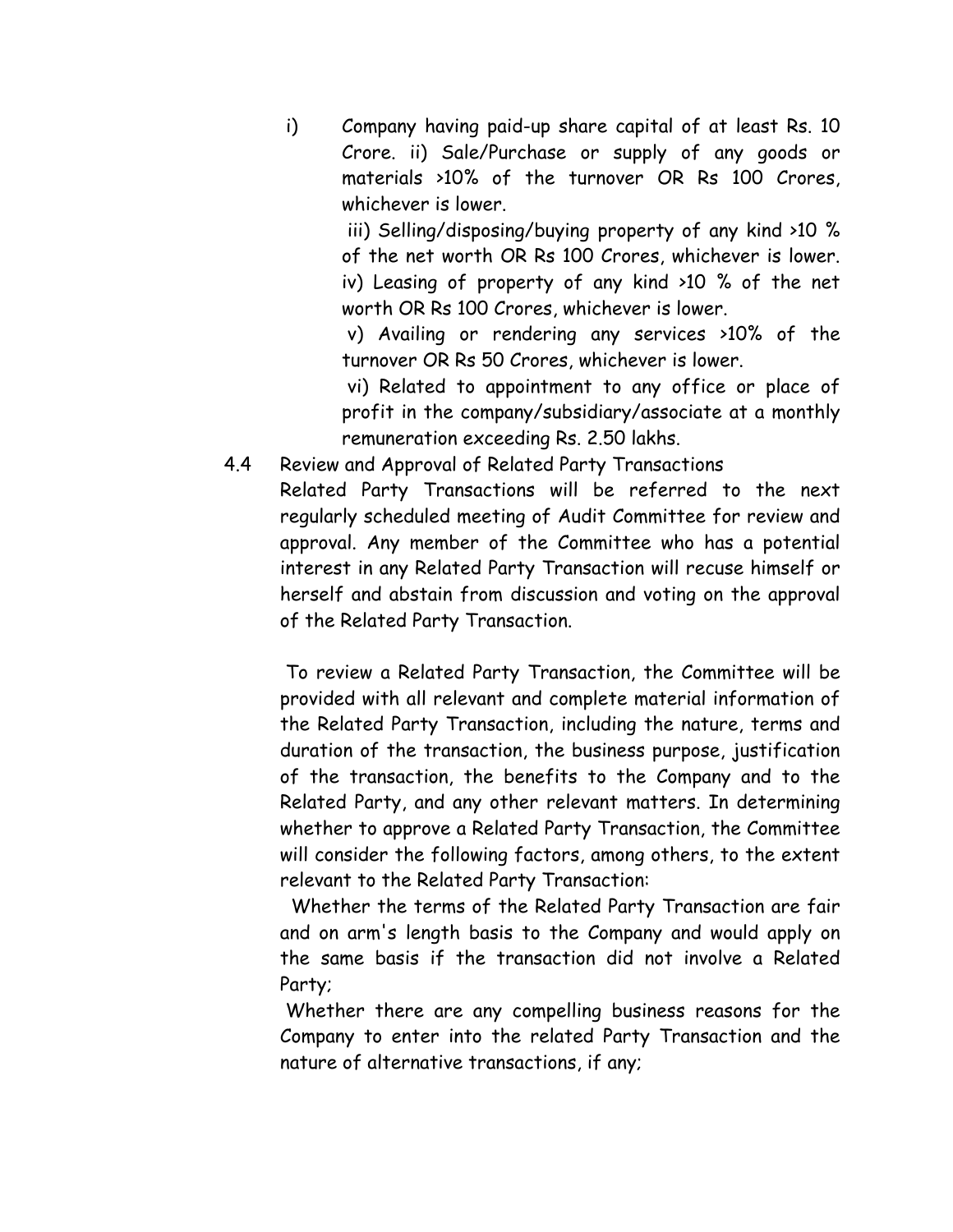i) Company having paid-up share capital of at least Rs. 10 Crore. ii) Sale/Purchase or supply of any goods or materials >10% of the turnover OR Rs 100 Crores, whichever is lower.

iii) Selling/disposing/buying property of any kind >10 % of the net worth OR Rs 100 Crores, whichever is lower. iv) Leasing of property of any kind >10 % of the net worth OR Rs 100 Crores, whichever is lower.

v) Availing or rendering any services >10% of the turnover OR Rs 50 Crores, whichever is lower.

vi) Related to appointment to any office or place of profit in the company/subsidiary/associate at a monthly remuneration exceeding Rs. 2.50 lakhs.

4.4 Review and Approval of Related Party Transactions

Related Party Transactions will be referred to the next regularly scheduled meeting of Audit Committee for review and approval. Any member of the Committee who has a potential interest in any Related Party Transaction will recuse himself or herself and abstain from discussion and voting on the approval of the Related Party Transaction.

To review a Related Party Transaction, the Committee will be provided with all relevant and complete material information of the Related Party Transaction, including the nature, terms and duration of the transaction, the business purpose, justification of the transaction, the benefits to the Company and to the Related Party, and any other relevant matters. In determining whether to approve a Related Party Transaction, the Committee will consider the following factors, among others, to the extent relevant to the Related Party Transaction:

Whether the terms of the Related Party Transaction are fair and on arm's length basis to the Company and would apply on the same basis if the transaction did not involve a Related Party;

Whether there are any compelling business reasons for the Company to enter into the related Party Transaction and the nature of alternative transactions, if any;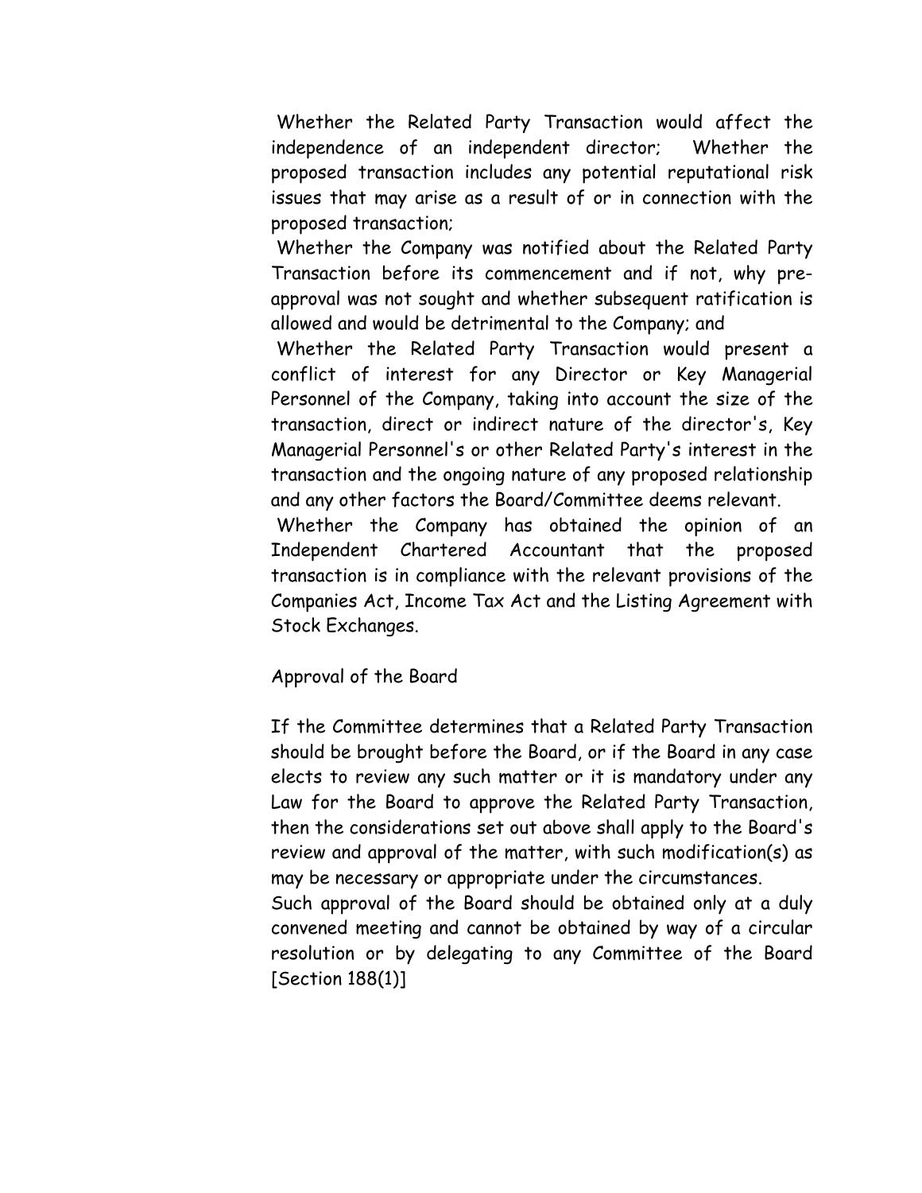Whether the Related Party Transaction would affect the independence of an independent director; Whether the proposed transaction includes any potential reputational risk issues that may arise as a result of or in connection with the proposed transaction;

Whether the Company was notified about the Related Party Transaction before its commencement and if not, why pre-approval was not sought and whether subsequent ratification is allowed and would be detrimental to the Company; and

Whether the Related Party Transaction would present a conflict of interest for any Director or Key Managerial Personnel of the Company, taking into account the size of the transaction, direct or indirect nature of the director's, Key Managerial Personnel's or other Related Party's interest in the transaction and the ongoing nature of any proposed relationship and any other factors the Board/Committee deems relevant.

Whether the Company has obtained the opinion of an Independent Chartered Accountant that the proposed transaction is in compliance with the relevant provisions of the Companies Act, Income Tax Act and the Listing Agreement with Stock Exchanges.

Approval of the Board

If the Committee determines that a Related Party Transaction should be brought before the Board, or if the Board in any case elects to review any such matter or it is mandatory under any Law for the Board to approve the Related Party Transaction, then the considerations set out above shall apply to the Board's review and approval of the matter, with such modification(s) as may be necessary or appropriate under the circumstances.

Such approval of the Board should be obtained only at a duly convened meeting and cannot be obtained by way of a circular resolution or by delegating to any Committee of the Board [Section 188(1)]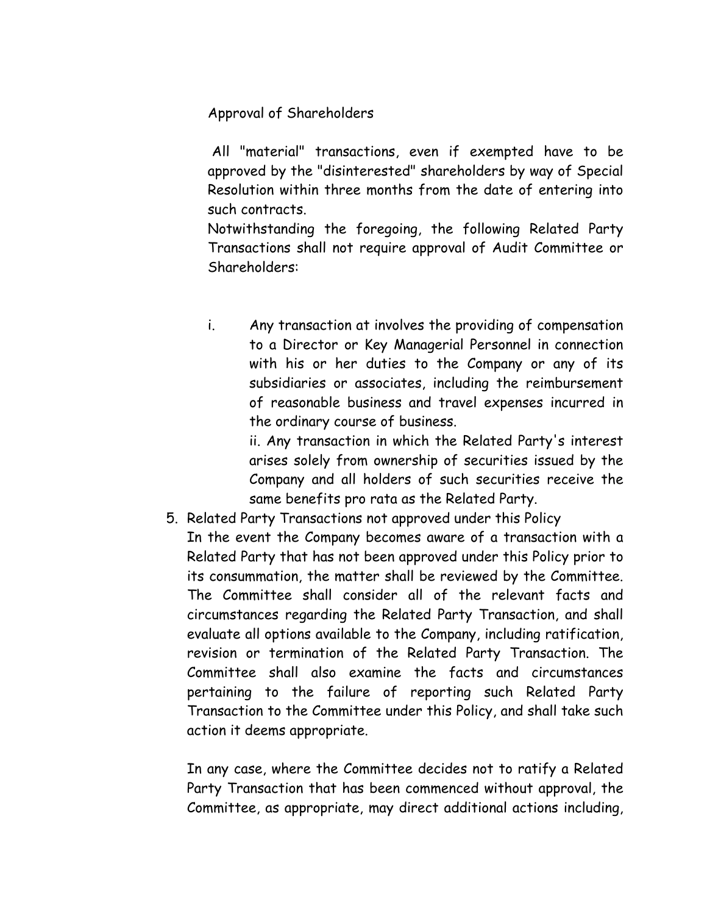Approval of Shareholders

All "material" transactions, even if exempted have to be approved by the "disinterested" shareholders by way of Special Resolution within three months from the date of entering into such contracts.

Notwithstanding the foregoing, the following Related Party Transactions shall not require approval of Audit Committee or Shareholders:

i. Any transaction at involves the providing of compensation to a Director or Key Managerial Personnel in connection with his or her duties to the Company or any of its subsidiaries or associates, including the reimbursement of reasonable business and travel expenses incurred in the ordinary course of business.

ii. Any transaction in which the Related Party's interest arises solely from ownership of securities issued by the Company and all holders of such securities receive the same benefits pro rata as the Related Party.

5. Related Party Transactions not approved under this Policy

In the event the Company becomes aware of a transaction with a Related Party that has not been approved under this Policy prior to its consummation, the matter shall be reviewed by the Committee. The Committee shall consider all of the relevant facts and circumstances regarding the Related Party Transaction, and shall evaluate all options available to the Company, including ratification, revision or termination of the Related Party Transaction. The Committee shall also examine the facts and circumstances pertaining to the failure of reporting such Related Party Transaction to the Committee under this Policy, and shall take such action it deems appropriate.

In any case, where the Committee decides not to ratify a Related Party Transaction that has been commenced without approval, the Committee, as appropriate, may direct additional actions including,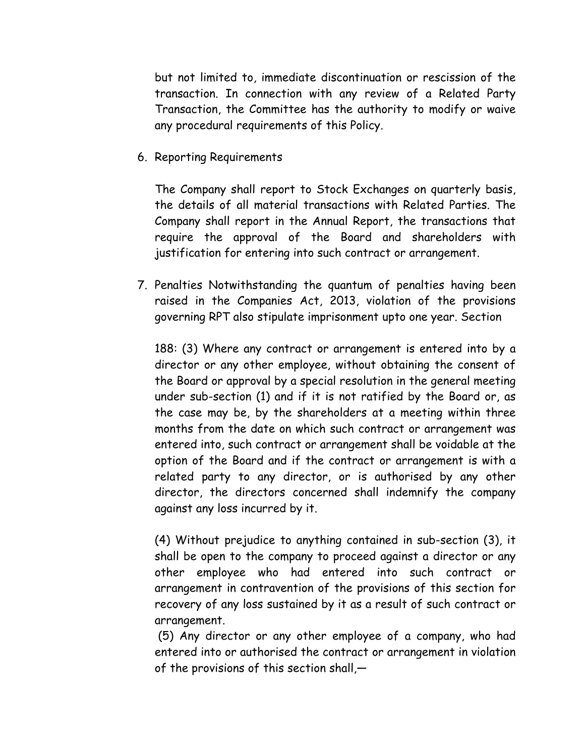but not limited to, immediate discontinuation or rescission of the transaction. In connection with any review of a Related Party Transaction, the Committee has the authority to modify or waive any procedural requirements of this Policy.

6. Reporting Requirements

   The Company shall report to Stock Exchanges on quarterly basis, the details of all material transactions with Related Parties. The Company shall report in the Annual Report, the transactions that require the approval of the Board and shareholders with justification for entering into such contract or arrangement.

7. Penalties Notwithstanding the quantum of penalties having been raised in the Companies Act, 2013, violation of the provisions governing RPT also stipulate imprisonment upto one year. Section

   188: (3) Where any contract or arrangement is entered into by a director or any other employee, without obtaining the consent of the Board or approval by a special resolution in the general meeting under sub-section (1) and if it is not ratified by the Board or, as the case may be, by the shareholders at a meeting within three months from the date on which such contract or arrangement was entered into, such contract or arrangement shall be voidable at the option of the Board and if the contract or arrangement is with a related party to any director, or is authorised by any other director, the directors concerned shall indemnify the company against any loss incurred by it.

   (4) Without prejudice to anything contained in sub-section (3), it shall be open to the company to proceed against a director or any other employee who had entered into such contract or arrangement in contravention of the provisions of this section for recovery of any loss sustained by it as a result of such contract or arrangement.

   (5) Any director or any other employee of a company, who had entered into or authorised the contract or arrangement in violation of the provisions of this section shall,—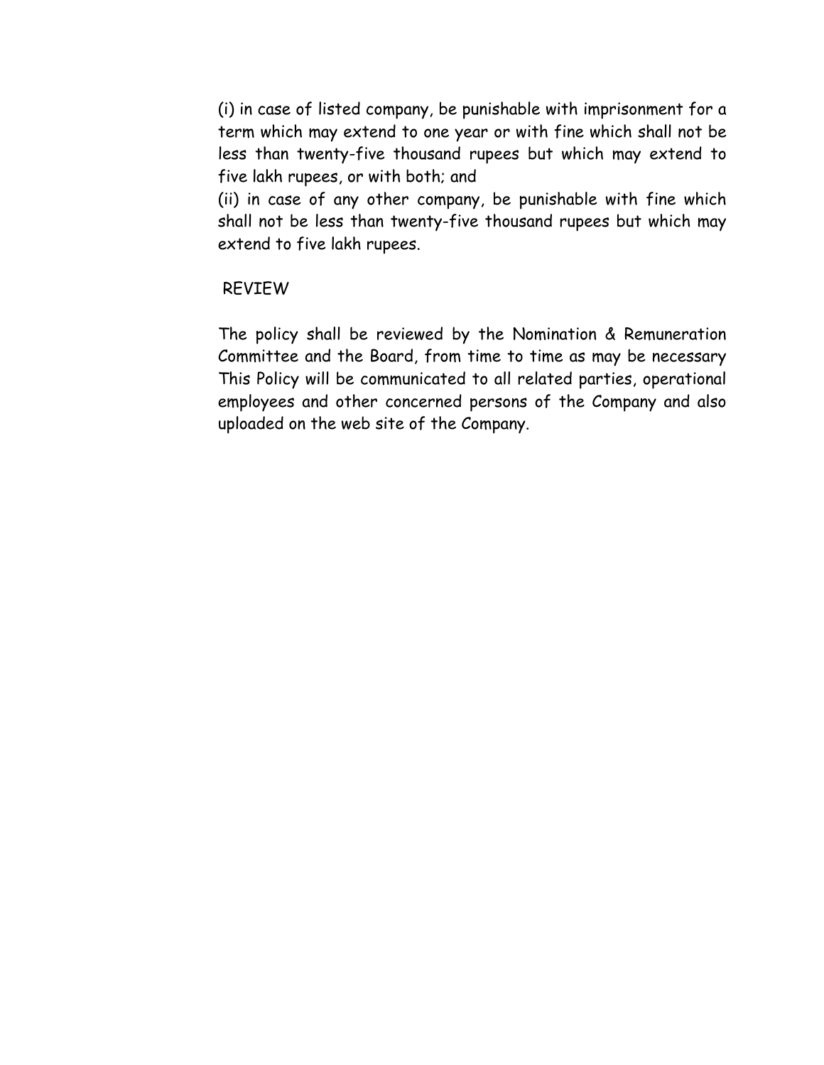(i) in case of listed company, be punishable with imprisonment for a term which may extend to one year or with fine which shall not be less than twenty-five thousand rupees but which may extend to five lakh rupees, or with both; and

(ii) in case of any other company, be punishable with fine which shall not be less than twenty-five thousand rupees but which may extend to five lakh rupees.

## REVIEW

The policy shall be reviewed by the Nomination & Remuneration Committee and the Board, from time to time as may be necessary This Policy will be communicated to all related parties, operational employees and other concerned persons of the Company and also uploaded on the web site of the Company.